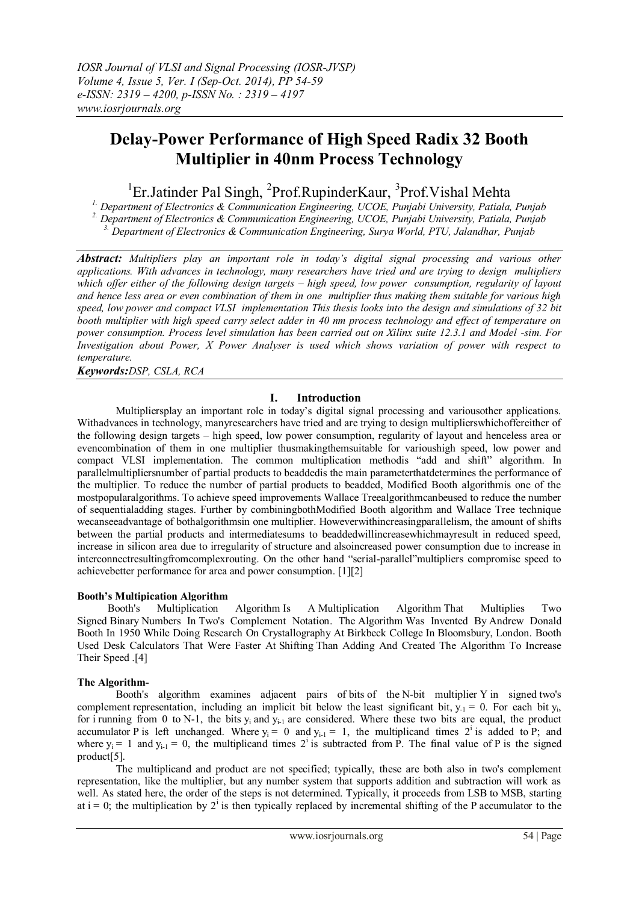# Delay-Power Performance of High Speed Radix 32 Booth Multiplier in 40nm Process Technology

[1]Er.Jatinder Pal Singh, [2]Prof.RupinderKaur, [3]Prof.Vishal Mehta

[1.] Department of Electronics & Communication Engineering, UCOE, Punjabi University, Patiala, Punjab
[2.] Department of Electronics & Communication Engineering, UCOE, Punjabi University, Patiala, Punjab
[3.] Department of Electronics & Communication Engineering, Surya World, PTU, Jalandhar, Punjab

***Abstract:*** *Multipliers play an important role in today's digital signal processing and various other applications. With advances in technology, many researchers have tried and are trying to design multipliers which offer either of the following design targets – high speed, low power consumption, regularity of layout and hence less area or even combination of them in one multiplier thus making them suitable for various high speed, low power and compact VLSI implementation This thesis looks into the design and simulations of 32 bit booth multiplier with high speed carry select adder in 40 nm process technology and effect of temperature on power consumption. Process level simulation has been carried out on Xilinx suite 12.3.1 and Model -sim. For Investigation about Power, X Power Analyser is used which shows variation of power with respect to temperature.*

***Keywords:****DSP, CSLA, RCA*

## I. Introduction

Multipliersplay an important role in today's digital signal processing and variousother applications. Withadvances in technology, manyresearchers have tried and are trying to design multiplierswhichoffereither of the following design targets – high speed, low power consumption, regularity of layout and henceless area or evencombination of them in one multiplier thusmakingthemsuitable for varioushigh speed, low power and compact VLSI implementation. The common multiplication methodis "add and shift" algorithm. In parallelmultipliersnumber of partial products to beaddedis the main parameterthatdetermines the performance of the multiplier. To reduce the number of partial products to beadded, Modified Booth algorithmis one of the mostpopularalgorithms. To achieve speed improvements Wallace Treealgorithmcanbeused to reduce the number of sequentialadding stages. Further by combiningbothModified Booth algorithm and Wallace Tree technique wecanseeadvantage of bothalgorithmsin one multiplier. Howeverwithincreasingparallelism, the amount of shifts between the partial products and intermediatesums to beaddedwillincreasewhichmayresult in reduced speed, increase in silicon area due to irregularity of structure and alsoincreased power consumption due to increase in interconnectresultingfromcomplexrouting. On the other hand "serial-parallel"multipliers compromise speed to achievebetter performance for area and power consumption. [1][2]

**Booth's Multipication Algorithm**

Booth's Multiplication Algorithm Is A Multiplication Algorithm That Multiplies Two Signed Binary Numbers In Two's Complement Notation. The Algorithm Was Invented By Andrew Donald Booth In 1950 While Doing Research On Crystallography At Birkbeck College In Bloomsbury, London. Booth Used Desk Calculators That Were Faster At Shifting Than Adding And Created The Algorithm To Increase Their Speed .[4]

**The Algorithm-**

Booth's algorithm examines adjacent pairs of bits of the N-bit multiplier Y in signed two's complement representation, including an implicit bit below the least significant bit, $y_{-1} = 0$. For each bit $y_i$, for i running from 0 to N-1, the bits $y_i$ and $y_{i-1}$ are considered. Where these two bits are equal, the product accumulator P is left unchanged. Where $y_i = 0$ and $y_{i-1} = 1$, the multiplicand times $2^i$ is added to P; and where $y_i = 1$ and $y_{i-1} = 0$, the multiplicand times $2^i$ is subtracted from P. The final value of P is the signed product[5].

The multiplicand and product are not specified; typically, these are both also in two's complement representation, like the multiplier, but any number system that supports addition and subtraction will work as well. As stated here, the order of the steps is not determined. Typically, it proceeds from LSB to MSB, starting at i = 0; the multiplication by $2^i$ is then typically replaced by incremental shifting of the P accumulator to the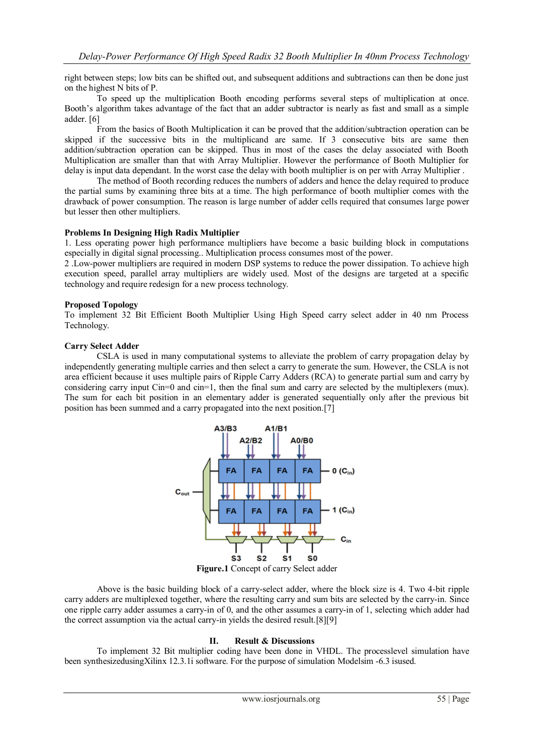right between steps; low bits can be shifted out, and subsequent additions and subtractions can then be done just on the highest N bits of P.

To speed up the multiplication Booth encoding performs several steps of multiplication at once. Booth's algorithm takes advantage of the fact that an adder subtractor is nearly as fast and small as a simple adder. [6]

From the basics of Booth Multiplication it can be proved that the addition/subtraction operation can be skipped if the successive bits in the multiplicand are same. If 3 consecutive bits are same then addition/subtraction operation can be skipped. Thus in most of the cases the delay associated with Booth Multiplication are smaller than that with Array Multiplier. However the performance of Booth Multiplier for delay is input data dependant. In the worst case the delay with booth multiplier is on per with Array Multiplier .

The method of Booth recording reduces the numbers of adders and hence the delay required to produce the partial sums by examining three bits at a time. The high performance of booth multiplier comes with the drawback of power consumption. The reason is large number of adder cells required that consumes large power but lesser then other multipliers.

**Problems In Designing High Radix Multiplier**

1. Less operating power high performance multipliers have become a basic building block in computations especially in digital signal processing.. Multiplication process consumes most of the power.

2 .Low-power multipliers are required in modern DSP systems to reduce the power dissipation. To achieve high execution speed, parallel array multipliers are widely used. Most of the designs are targeted at a specific technology and require redesign for a new process technology.

**Proposed Topology**

To implement 32 Bit Efficient Booth Multiplier Using High Speed carry select adder in 40 nm Process Technology.

**Carry Select Adder**

CSLA is used in many computational systems to alleviate the problem of carry propagation delay by independently generating multiple carries and then select a carry to generate the sum. However, the CSLA is not area efficient because it uses multiple pairs of Ripple Carry Adders (RCA) to generate partial sum and carry by considering carry input Cin=0 and cin=1, then the final sum and carry are selected by the multiplexers (mux). The sum for each bit position in an elementary adder is generated sequentially only after the previous bit position has been summed and a carry propagated into the next position.[7]

**Figure.1** Concept of carry Select adder

Above is the basic building block of a carry-select adder, where the block size is 4. Two 4-bit ripple carry adders are multiplexed together, where the resulting carry and sum bits are selected by the carry-in. Since one ripple carry adder assumes a carry-in of 0, and the other assumes a carry-in of 1, selecting which adder had the correct assumption via the actual carry-in yields the desired result.[8][9]

## II. Result & Discussions

To implement 32 Bit multiplier coding have been done in VHDL. The processlevel simulation have been synthesizedusingXilinx 12.3.1i software. For the purpose of simulation Modelsim -6.3 isused.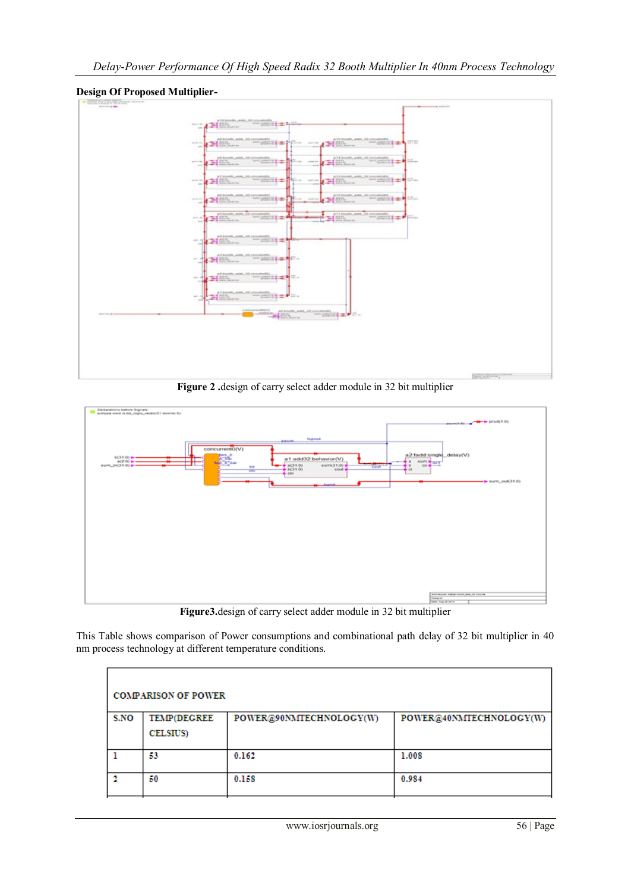**Design Of Proposed Multiplier-**

**Figure 2** .design of carry select adder module in 32 bit multiplier

**Figure3.**design of carry select adder module in 32 bit multiplier

This Table shows comparison of Power consumptions and combinational path delay of 32 bit multiplier in 40 nm process technology at different temperature conditions.

| COMPARISON OF POWER | | | |
|---|---|---|---|
| S.NO | TEMP(DEGREE CELSIUS) | POWER@90NMTECHNOLOGY(W) | POWER@40NMTECHNOLOGY(W) |
| 1 | 53 | 0.162 | 1.008 |
| 2 | 50 | 0.158 | 0.984 |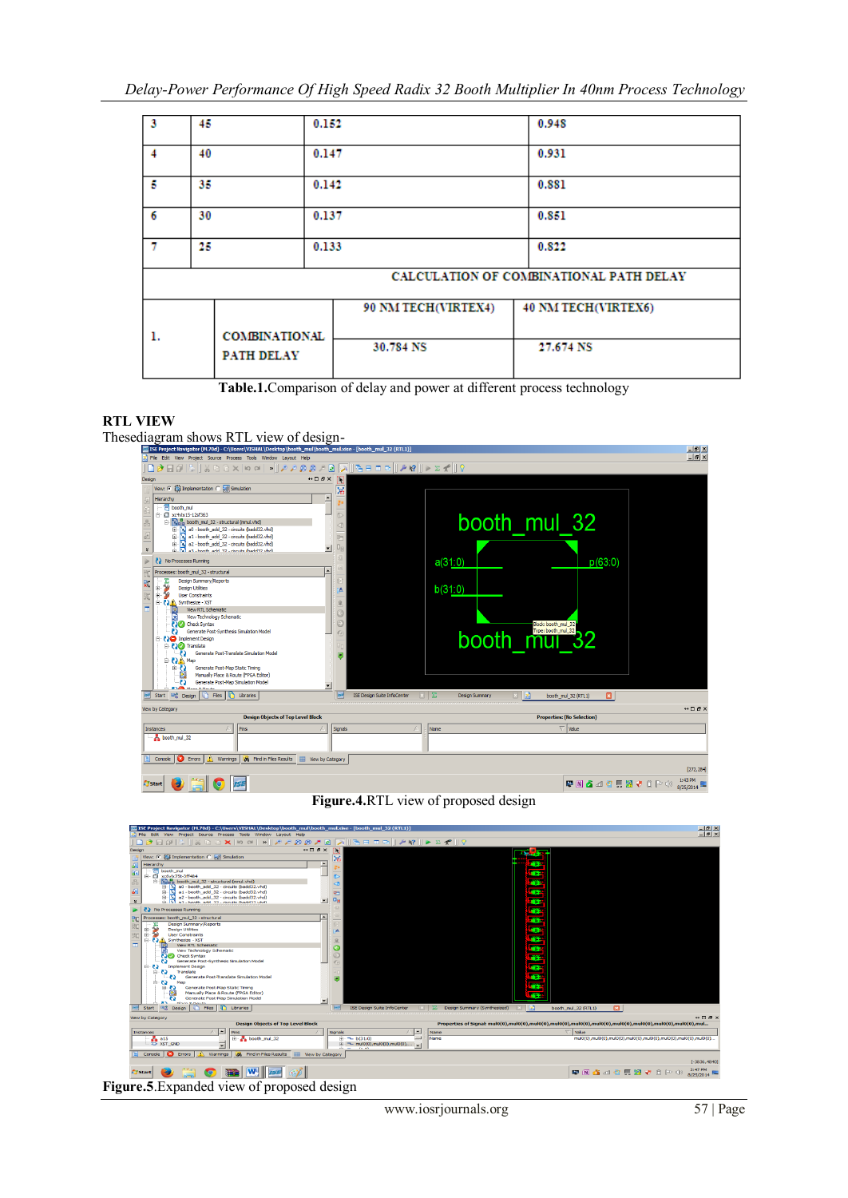| 3 | 45 | 0.152 | 0.948 |
|---|---|---|---|
| 4 | 40 | 0.147 | 0.931 |
| 5 | 35 | 0.142 | 0.881 |
| 6 | 30 | 0.137 | 0.851 |
| 7 | 25 | 0.133 | 0.822 |

| CALCULATION OF COMBINATIONAL PATH DELAY | | | |
|---|---|---|---|
| | | 90 NM TECH(VIRTEX4) | 40 NM TECH(VIRTEX6) |
| 1. | COMBINATIONAL PATH DELAY | 30.784 NS | 27.674 NS |

**Table.1.**Comparison of delay and power at different process technology

**RTL VIEW**

Thesediagram shows RTL view of design-

**Figure.4.**RTL view of proposed design

**Figure.5.**Expanded view of proposed design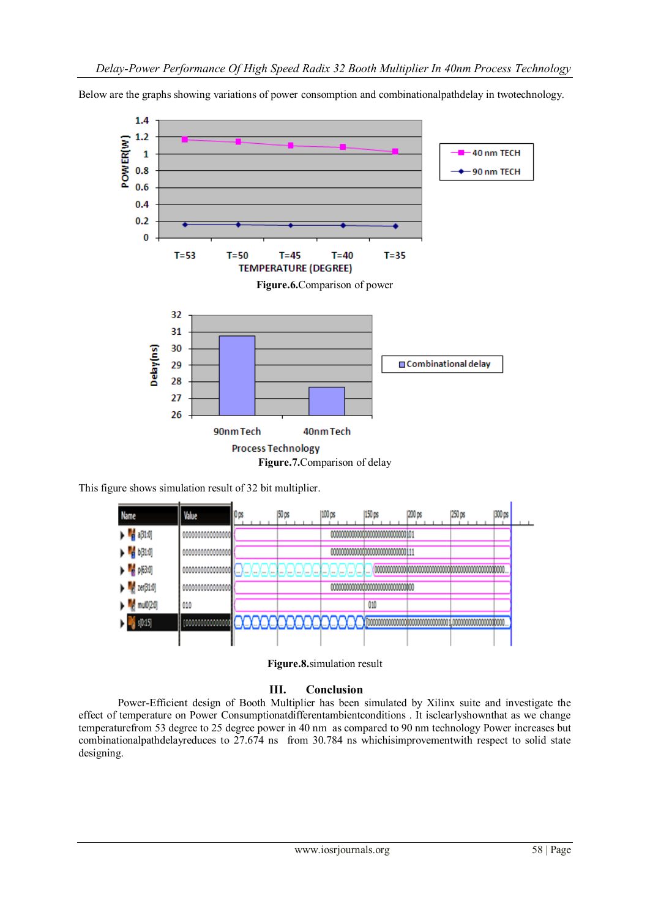Below are the graphs showing variations of power consomption and combinationalpathdelay in twotechnology.

Figure.6.Comparison of power

Figure.7.Comparison of delay

This figure shows simulation result of 32 bit multiplier.

Figure.8.simulation result

## III. Conclusion

Power-Efficient design of Booth Multiplier has been simulated by Xilinx suite and investigate the effect of temperature on Power Consumptionatdifferentambientconditions . It isclearlyshownthat as we change temperaturefrom 53 degree to 25 degree power in 40 nm as compared to 90 nm technology Power increases but combinationalpathdelayreduces to 27.674 ns from 30.784 ns whichisimprovementwith respect to solid state designing.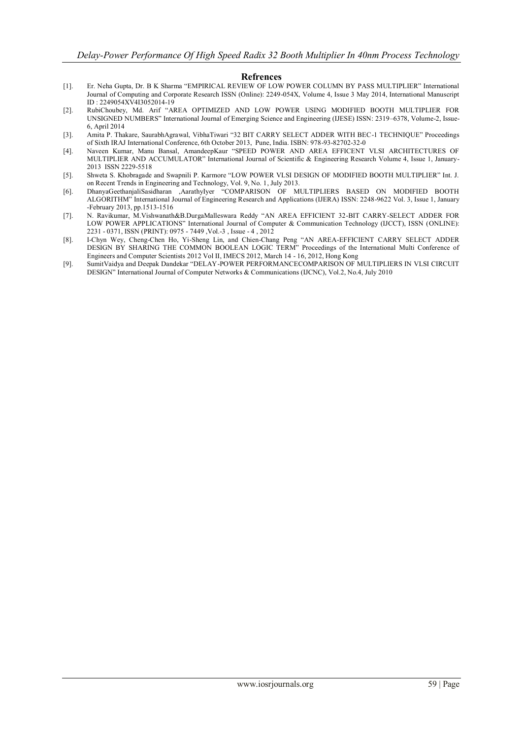## Refrences

[1]. Er. Neha Gupta, Dr. B K Sharma "EMPIRICAL REVIEW OF LOW POWER COLUMN BY PASS MULTIPLIER" International Journal of Computing and Corporate Research ISSN (Online): 2249-054X, Volume 4, Issue 3 May 2014, International Manuscript ID : 2249054XV4I3052014-19

[2]. RubiChoubey, Md. Arif "AREA OPTIMIZED AND LOW POWER USING MODIFIED BOOTH MULTIPLIER FOR UNSIGNED NUMBERS" International Journal of Emerging Science and Engineering (IJESE) ISSN: 2319–6378, Volume-2, Issue-6, April 2014

[3]. Amita P. Thakare, SaurabhAgrawal, VibhaTiwari "32 BIT CARRY SELECT ADDER WITH BEC-1 TECHNIQUE" Proceedings of Sixth IRAJ International Conference, 6th October 2013, Pune, India. ISBN: 978-93-82702-32-0

[4]. Naveen Kumar, Manu Bansal, AmandeepKaur "SPEED POWER AND AREA EFFICENT VLSI ARCHITECTURES OF MULTIPLIER AND ACCUMULATOR" International Journal of Scientific & Engineering Research Volume 4, Issue 1, January-2013 ISSN 2229-5518

[5]. Shweta S. Khobragade and Swapnili P. Karmore "LOW POWER VLSI DESIGN OF MODIFIED BOOTH MULTIPLIER" Int. J. on Recent Trends in Engineering and Technology, Vol. 9, No. 1, July 2013.

[6]. DhanyaGeethanjaliSasidharan ,AarathyIyer "COMPARISON OF MULTIPLIERS BASED ON MODIFIED BOOTH ALGORITHM" International Journal of Engineering Research and Applications (IJERA) ISSN: 2248-9622 Vol. 3, Issue 1, January -February 2013, pp.1513-1516

[7]. N. Ravikumar, M.Vishwanath&B.DurgaMalleswara Reddy "AN AREA EFFICIENT 32-BIT CARRY-SELECT ADDER FOR LOW POWER APPLICATIONS" International Journal of Computer & Communication Technology (IJCCT), ISSN (ONLINE): 2231 - 0371, ISSN (PRINT): 0975 - 7449 ,Vol.-3 , Issue - 4 , 2012

[8]. I-Chyn Wey, Cheng-Chen Ho, Yi-Sheng Lin, and Chien-Chang Peng "AN AREA-EFFICIENT CARRY SELECT ADDER DESIGN BY SHARING THE COMMON BOOLEAN LOGIC TERM" Proceedings of the International Multi Conference of Engineers and Computer Scientists 2012 Vol II, IMECS 2012, March 14 - 16, 2012, Hong Kong

[9]. SumitVaidya and Deepak Dandekar "DELAY-POWER PERFORMANCECOMPARISON OF MULTIPLIERS IN VLSI CIRCUIT DESIGN" International Journal of Computer Networks & Communications (IJCNC), Vol.2, No.4, July 2010